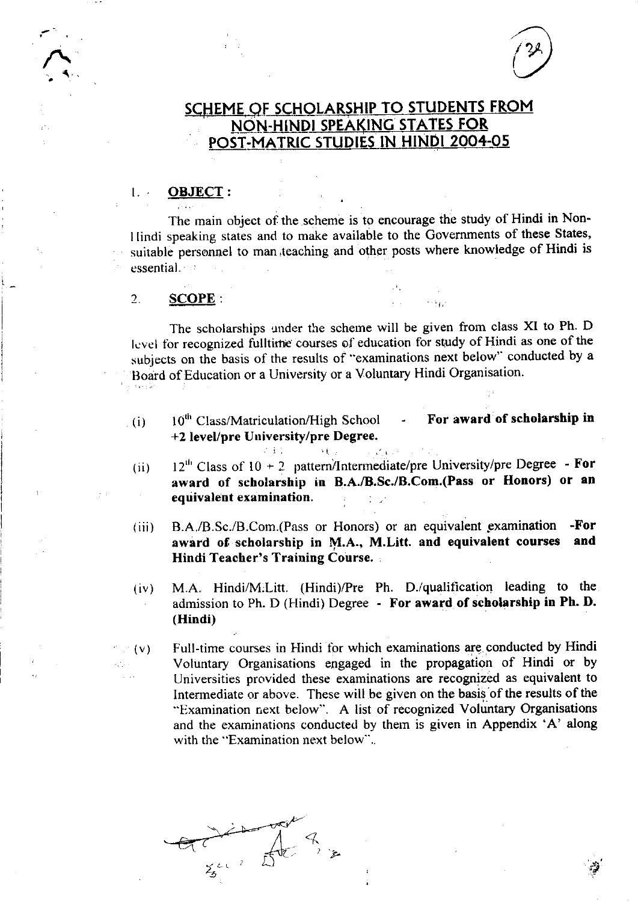# SCHEME OF SCHOLARSHIP TO STUDENTS FROM NON-HINDI SPEAKING STATES FOR POST-MATRIC STUDIES IN HINDI 2004-05

## 1. OBJECT :

The main object of the scheme is to encourage the study of Hindi in Non-Hindi speaking states and to make available to the Governments of these States, suitable personnel to man teaching and other posts where knowledge of Hindi is essential.

## 2. SCOPE :

The scholarships under the scheme will be given from class XI to Ph. D level for recognized fulltime courses of education for study of Hindi as one of the subjects on the basis of the results of "examinations next below" conducted by a Board of Education or a University or a Voluntary Hindi Organisation.

(i) 10th Class/Matriculation/High School - **For award of scholarship in +2 level/pre University/pre Degree.**

(ii) 12th Class of 10 + 2 pattern/Intermediate/pre University/pre Degree - **For award of scholarship in B.A./B.Sc./B.Com.(Pass or Honors) or an equivalent examination.**

(iii) B.A./B.Sc./B.Com.(Pass or Honors) or an equivalent examination -**For award of scholarship in M.A., M.Litt. and equivalent courses and Hindi Teacher's Training Course.**

(iv) M.A. Hindi/M.Litt. (Hindi)/Pre Ph. D./qualification leading to the admission to Ph. D (Hindi) Degree - **For award of scholarship in Ph. D. (Hindi)**

(v) Full-time courses in Hindi for which examinations are conducted by Hindi Voluntary Organisations engaged in the propagation of Hindi or by Universities provided these examinations are recognized as equivalent to Intermediate or above. These will be given on the basis of the results of the "Examination next below". A list of recognized Voluntary Organisations and the examinations conducted by them is given in Appendix 'A' along with the "Examination next below".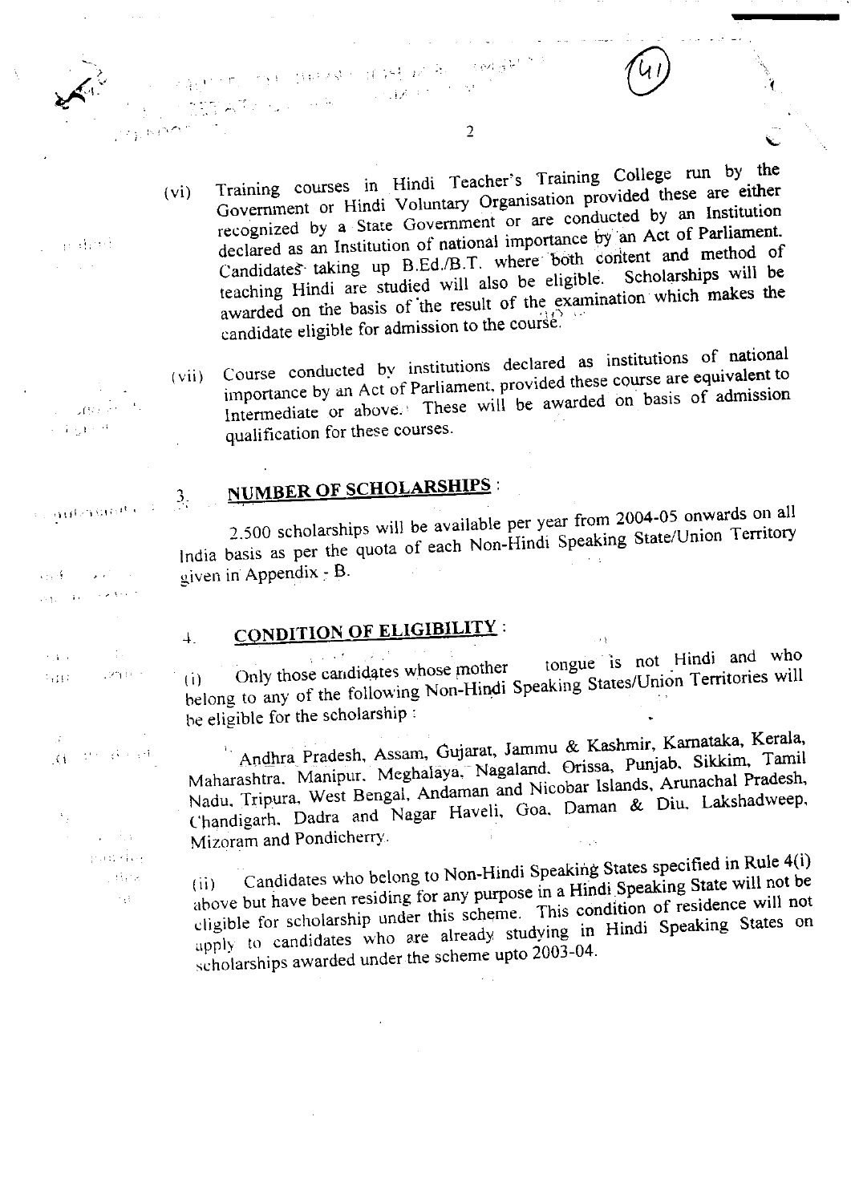(vi) Training courses in Hindi Teacher's Training College run by the Government or Hindi Voluntary Organisation provided these are either recognized by a State Government or are conducted by an Institution declared as an Institution of national importance by an Act of Parliament. Candidates taking up B.Ed./B.T. where both content and method of teaching Hindi are studied will also be eligible. Scholarships will be awarded on the basis of the result of the examination which makes the candidate eligible for admission to the course.

(vii) Course conducted by institutions declared as institutions of national importance by an Act of Parliament, provided these course are equivalent to Intermediate or above. These will be awarded on basis of admission qualification for these courses.

## 3. NUMBER OF SCHOLARSHIPS :

2,500 scholarships will be available per year from 2004-05 onwards on all India basis as per the quota of each Non-Hindi Speaking State/Union Territory given in Appendix - B.

## 4. CONDITION OF ELIGIBILITY :

(i) Only those candidates whose mother tongue is not Hindi and who belong to any of the following Non-Hindi Speaking States/Union Territories will be eligible for the scholarship :

Andhra Pradesh, Assam, Gujarat, Jammu & Kashmir, Karnataka, Kerala, Maharashtra, Manipur, Meghalaya, Nagaland, Orissa, Punjab, Sikkim, Tamil Nadu, Tripura, West Bengal, Andaman and Nicobar Islands, Arunachal Pradesh, Chandigarh, Dadra and Nagar Haveli, Goa, Daman & Diu, Lakshadweep, Mizoram and Pondicherry.

(ii) Candidates who belong to Non-Hindi Speaking States specified in Rule 4(i) above but have been residing for any purpose in a Hindi Speaking State will not be eligible for scholarship under this scheme. This condition of residence will not apply to candidates who are already studying in Hindi Speaking States on scholarships awarded under the scheme upto 2003-04.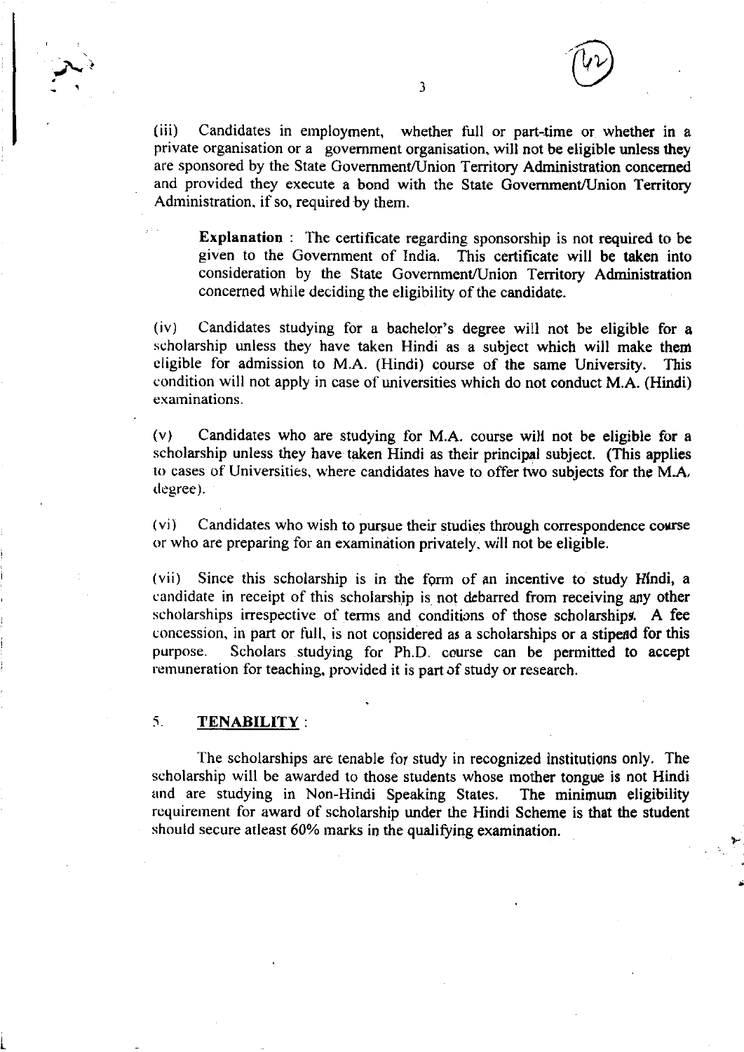(iii) Candidates in employment, whether full or part-time or whether in a private organisation or a government organisation, will not be eligible unless they are sponsored by the State Government/Union Territory Administration concerned and provided they execute a bond with the State Government/Union Territory Administration, if so, required by them.

> **Explanation** : The certificate regarding sponsorship is not required to be given to the Government of India. This certificate will be taken into consideration by the State Government/Union Territory Administration concerned while deciding the eligibility of the candidate.

(iv) Candidates studying for a bachelor's degree will not be eligible for a scholarship unless they have taken Hindi as a subject which will make them eligible for admission to M.A. (Hindi) course of the same University. This condition will not apply in case of universities which do not conduct M.A. (Hindi) examinations.

(v) Candidates who are studying for M.A. course will not be eligible for a scholarship unless they have taken Hindi as their principal subject. (This applies to cases of Universities, where candidates have to offer two subjects for the M.A. degree).

(vi) Candidates who wish to pursue their studies through correspondence course or who are preparing for an examination privately, will not be eligible.

(vii) Since this scholarship is in the form of an incentive to study Hindi, a candidate in receipt of this scholarship is not debarred from receiving any other scholarships irrespective of terms and conditions of those scholarships. A fee concession, in part or full, is not considered as a scholarships or a stipend for this purpose. Scholars studying for Ph.D. course can be permitted to accept remuneration for teaching, provided it is part of study or research.

## 5. TENABILITY :

The scholarships are tenable for study in recognized institutions only. The scholarship will be awarded to those students whose mother tongue is not Hindi and are studying in Non-Hindi Speaking States. The minimum eligibility requirement for award of scholarship under the Hindi Scheme is that the student should secure atleast 60% marks in the qualifying examination.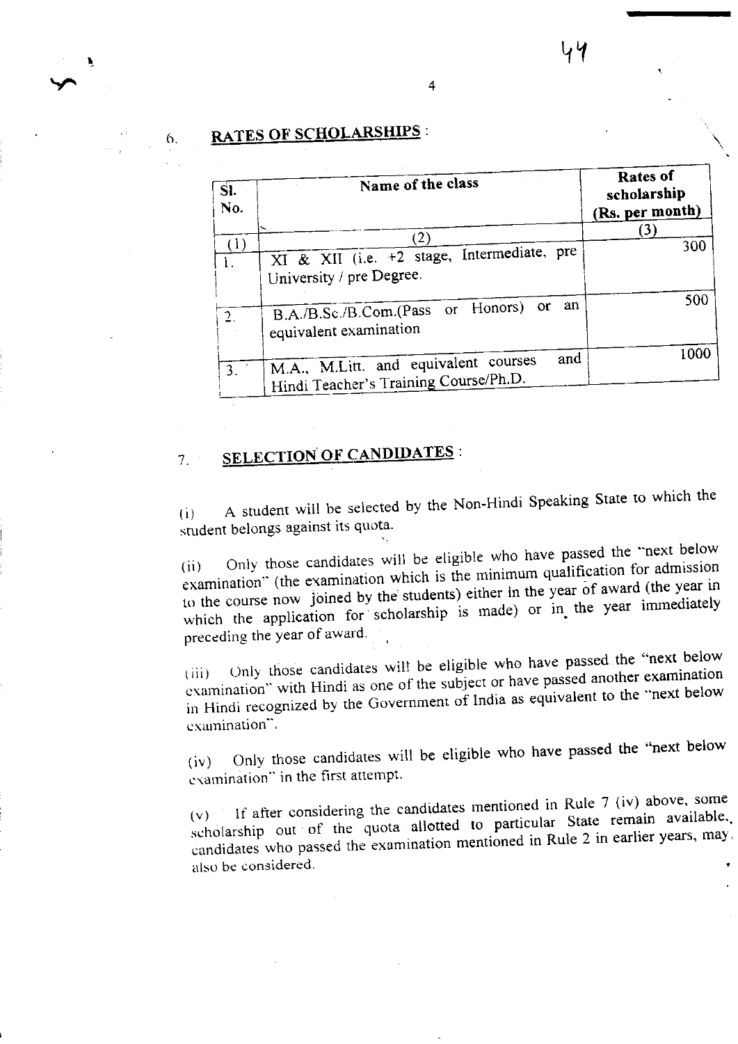## 6. RATES OF SCHOLARSHIPS :

| Sl. No. | Name of the class | Rates of scholarship (Rs. per month) |
|---|---|---|
| (1) | (2) | (3) |
| 1. | XI & XII (i.e. +2 stage, Intermediate, pre University / pre Degree. | 300 |
| 2. | B.A./B.Sc./B.Com.(Pass or Honors) or an equivalent examination | 500 |
| 3. | M.A., M.Litt. and equivalent courses and Hindi Teacher's Training Course/Ph.D. | 1000 |

## 7. SELECTION OF CANDIDATES :

(i) A student will be selected by the Non-Hindi Speaking State to which the student belongs against its quota.

(ii) Only those candidates will be eligible who have passed the "next below examination" (the examination which is the minimum qualification for admission to the course now joined by the students) either in the year of award (the year in which the application for scholarship is made) or in the year immediately preceding the year of award.

(iii) Only those candidates will be eligible who have passed the "next below examination" with Hindi as one of the subject or have passed another examination in Hindi recognized by the Government of India as equivalent to the "next below examination".

(iv) Only those candidates will be eligible who have passed the "next below examination" in the first attempt.

(v) If after considering the candidates mentioned in Rule 7 (iv) above, some scholarship out of the quota allotted to particular State remain available, candidates who passed the examination mentioned in Rule 2 in earlier years, may also be considered.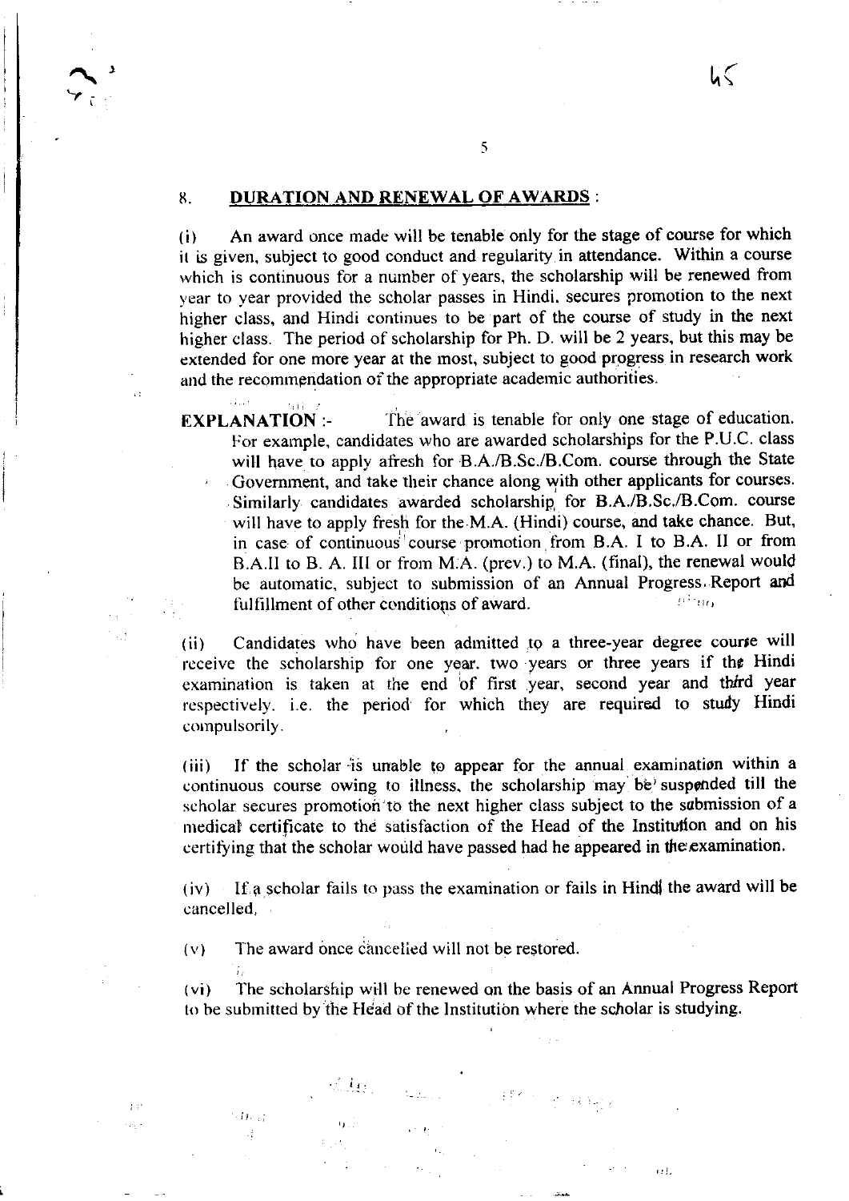## 8. DURATION AND RENEWAL OF AWARDS :

(i) An award once made will be tenable only for the stage of course for which it is given, subject to good conduct and regularity in attendance. Within a course which is continuous for a number of years, the scholarship will be renewed from year to year provided the scholar passes in Hindi, secures promotion to the next higher class, and Hindi continues to be part of the course of study in the next higher class. The period of scholarship for Ph. D. will be 2 years, but this may be extended for one more year at the most, subject to good progress in research work and the recommendation of the appropriate academic authorities.

**EXPLANATION :-** The award is tenable for only one stage of education. For example, candidates who are awarded scholarships for the P.U.C. class will have to apply afresh for B.A./B.Sc./B.Com. course through the State Government, and take their chance along with other applicants for courses. Similarly candidates awarded scholarship for B.A./B.Sc./B.Com. course will have to apply fresh for the M.A. (Hindi) course, and take chance. But, in case of continuous course promotion from B.A. I to B.A. II or from B.A.II to B. A. III or from M.A. (prev.) to M.A. (final), the renewal would be automatic, subject to submission of an Annual Progress Report and fulfillment of other conditions of award.

(ii) Candidates who have been admitted to a three-year degree course will receive the scholarship for one year, two years or three years if the Hindi examination is taken at the end of first year, second year and third year respectively, i.e. the period for which they are required to study Hindi compulsorily.

(iii) If the scholar is unable to appear for the annual examination within a continuous course owing to illness, the scholarship may be suspended till the scholar secures promotion to the next higher class subject to the submission of a medical certificate to the satisfaction of the Head of the Institution and on his certifying that the scholar would have passed had he appeared in the examination.

(iv) If a scholar fails to pass the examination or fails in Hindi the award will be cancelled.

(v) The award once cancelled will not be restored.

(vi) The scholarship will be renewed on the basis of an Annual Progress Report to be submitted by the Head of the Institution where the scholar is studying.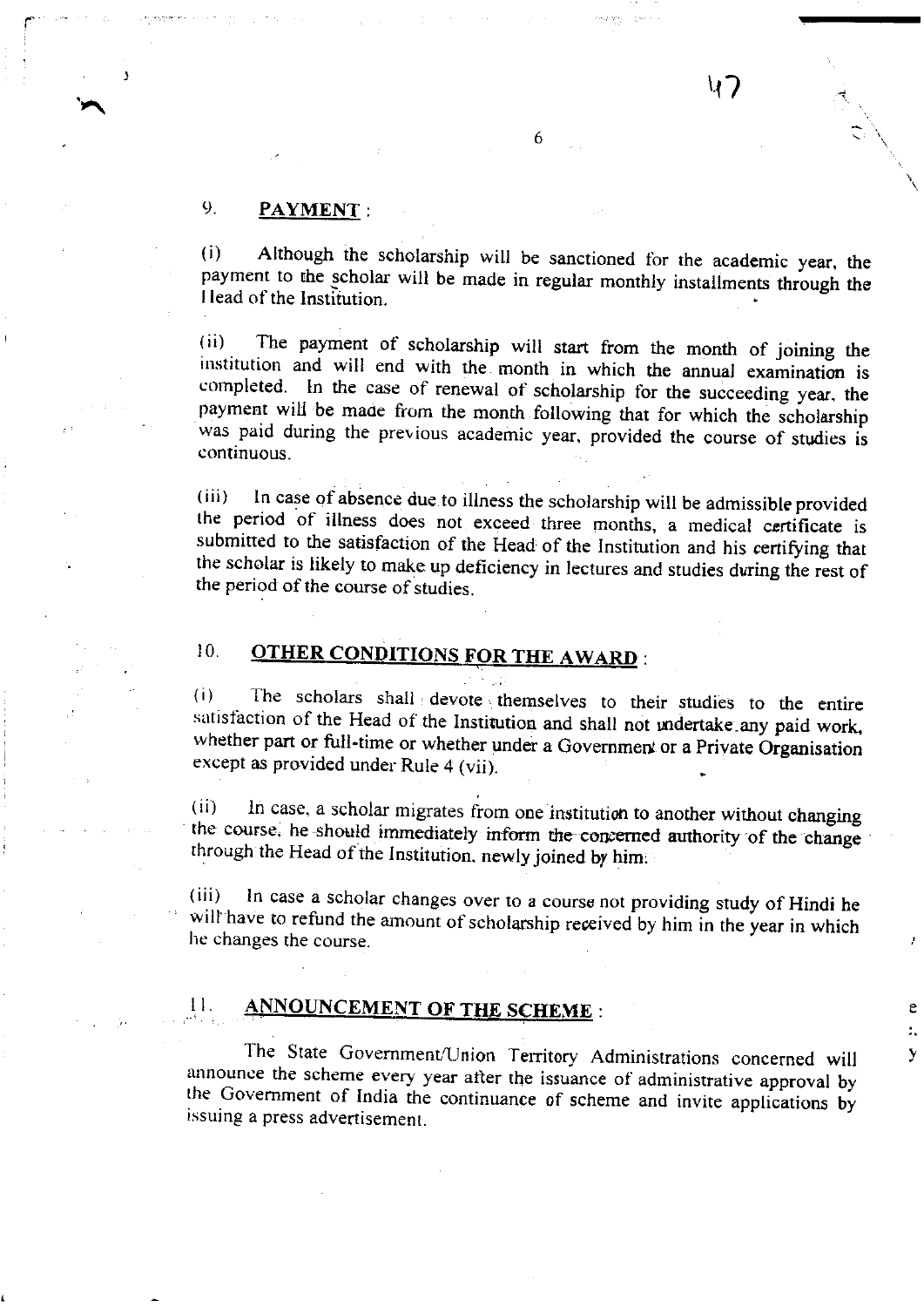## 9. PAYMENT :

(i) Although the scholarship will be sanctioned for the academic year, the payment to the scholar will be made in regular monthly installments through the Head of the Institution.

(ii) The payment of scholarship will start from the month of joining the institution and will end with the month in which the annual examination is completed. In the case of renewal of scholarship for the succeeding year, the payment will be made from the month following that for which the scholarship was paid during the previous academic year, provided the course of studies is continuous.

(iii) In case of absence due to illness the scholarship will be admissible provided the period of illness does not exceed three months, a medical certificate is submitted to the satisfaction of the Head of the Institution and his certifying that the scholar is likely to make up deficiency in lectures and studies during the rest of the period of the course of studies.

## 10. OTHER CONDITIONS FOR THE AWARD :

(i) The scholars shall devote themselves to their studies to the entire satisfaction of the Head of the Institution and shall not undertake any paid work, whether part or full-time or whether under a Government or a Private Organisation except as provided under Rule 4 (vii).

(ii) In case, a scholar migrates from one institution to another without changing the course, he should immediately inform the concerned authority of the change through the Head of the Institution, newly joined by him.

(iii) In case a scholar changes over to a course not providing study of Hindi he will have to refund the amount of scholarship received by him in the year in which he changes the course.

## 11. ANNOUNCEMENT OF THE SCHEME :

The State Government/Union Territory Administrations concerned will announce the scheme every year after the issuance of administrative approval by the Government of India the continuance of scheme and invite applications by issuing a press advertisement.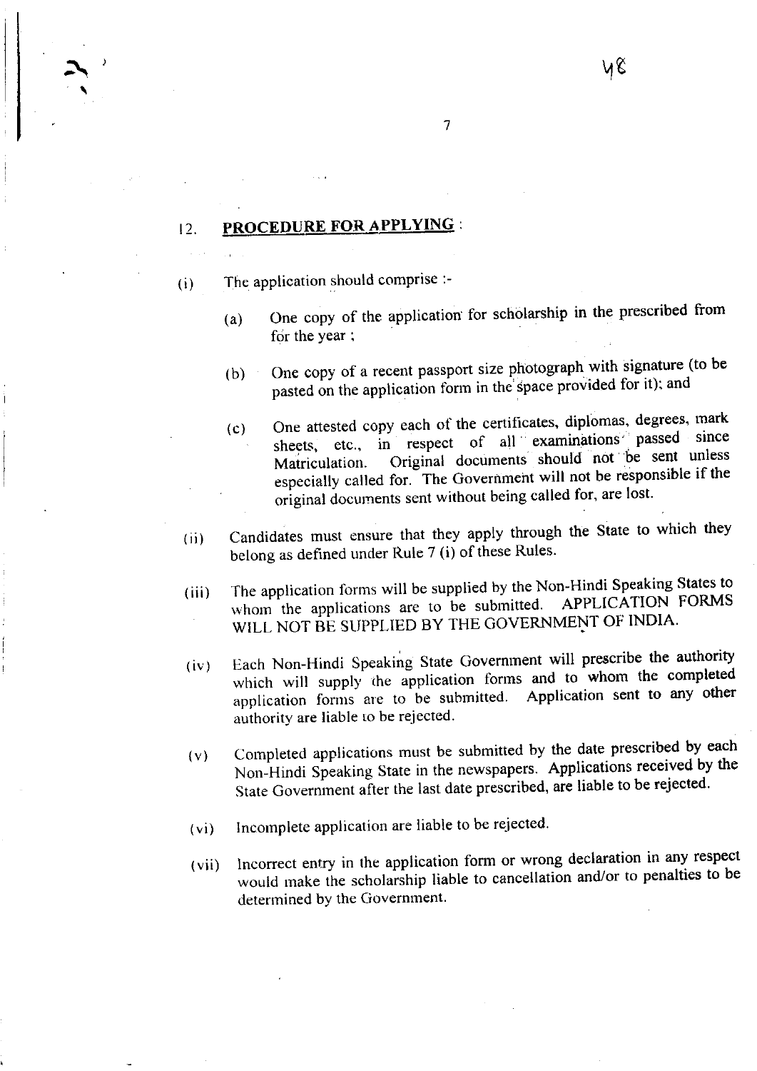## 12. PROCEDURE FOR APPLYING :

(i) The application should comprise :-

(a) One copy of the application for scholarship in the prescribed from for the year ;

(b) One copy of a recent passport size photograph with signature (to be pasted on the application form in the space provided for it); and

(c) One attested copy each of the certificates, diplomas, degrees, mark sheets, etc., in respect of all examinations passed since Matriculation. Original documents should not be sent unless especially called for. The Government will not be responsible if the original documents sent without being called for, are lost.

(ii) Candidates must ensure that they apply through the State to which they belong as defined under Rule 7 (i) of these Rules.

(iii) The application forms will be supplied by the Non-Hindi Speaking States to whom the applications are to be submitted. APPLICATION FORMS WILL NOT BE SUPPLIED BY THE GOVERNMENT OF INDIA.

(iv) Each Non-Hindi Speaking State Government will prescribe the authority which will supply the application forms and to whom the completed application forms are to be submitted. Application sent to any other authority are liable to be rejected.

(v) Completed applications must be submitted by the date prescribed by each Non-Hindi Speaking State in the newspapers. Applications received by the State Government after the last date prescribed, are liable to be rejected.

(vi) Incomplete application are liable to be rejected.

(vii) Incorrect entry in the application form or wrong declaration in any respect would make the scholarship liable to cancellation and/or to penalties to be determined by the Government.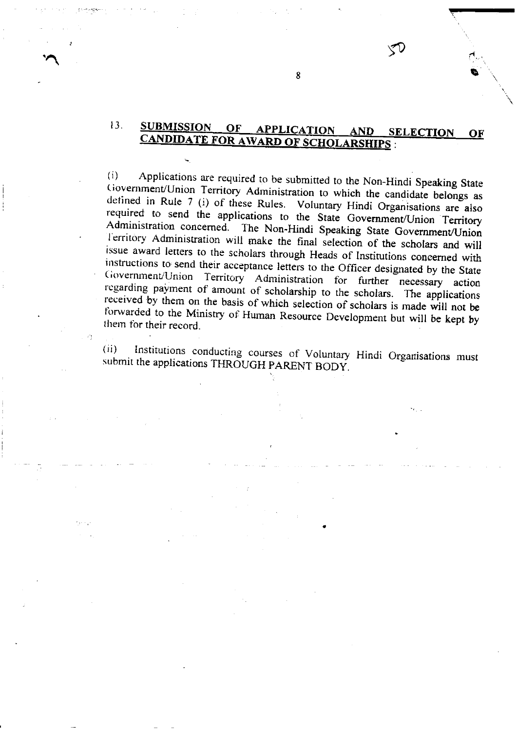## 13. SUBMISSION OF APPLICATION AND SELECTION OF CANDIDATE FOR AWARD OF SCHOLARSHIPS :

(i) Applications are required to be submitted to the Non-Hindi Speaking State Government/Union Territory Administration to which the candidate belongs as defined in Rule 7 (i) of these Rules. Voluntary Hindi Organisations are also required to send the applications to the State Government/Union Territory Administration concerned. The Non-Hindi Speaking State Government/Union Territory Administration will make the final selection of the scholars and will issue award letters to the scholars through Heads of Institutions concerned with instructions to send their acceptance letters to the Officer designated by the State Government/Union Territory Administration for further necessary action regarding payment of amount of scholarship to the scholars. The applications received by them on the basis of which selection of scholars is made will not be forwarded to the Ministry of Human Resource Development but will be kept by them for their record.

(ii) Institutions conducting courses of Voluntary Hindi Organisations must submit the applications THROUGH PARENT BODY.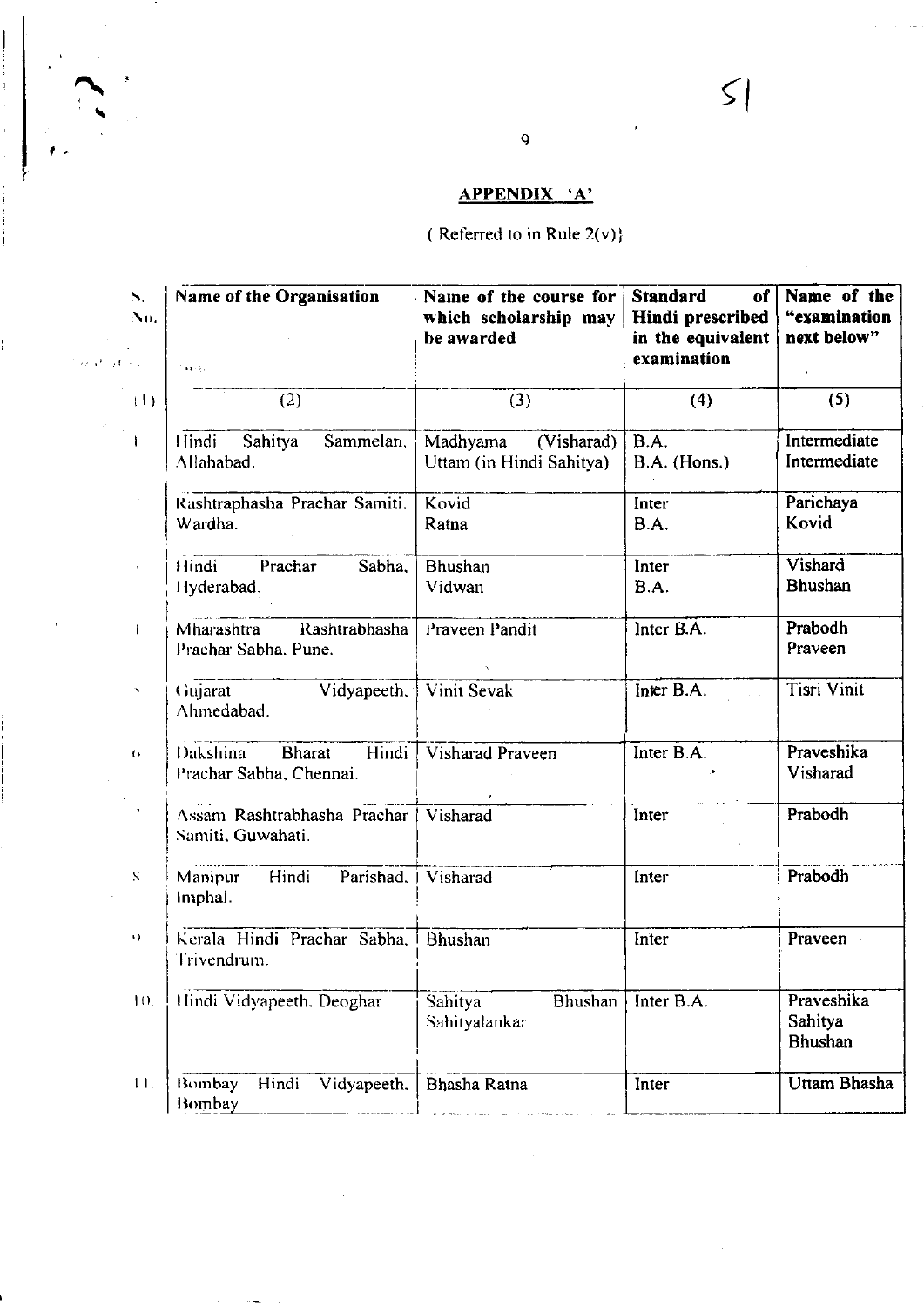## APPENDIX 'A'

( Referred to in Rule 2(v)}

| S. No. | Name of the Organisation | Name of the course for which scholarship may be awarded | Standard of Hindi prescribed in the equivalent examination | Name of the "examination next below" |
|---|---|---|---|---|
| (1) | (2) | (3) | (4) | (5) |
| 1 | Hindi Sahitya Sammelan, Allahabad. | Madhyama (Visharad) Uttam (in Hindi Sahitya) | B.A. B.A. (Hons.) | Intermediate Intermediate |
| 2 | Rashtraphasha Prachar Samiti, Wardha. | Kovid Ratna | Inter B.A. | Parichaya Kovid |
| 3 | Hindi Prachar Sabha, Hyderabad. | Bhushan Vidwan | Inter B.A. | Vishard Bhushan |
| 4 | Mharashtra Rashtrabhasha Prachar Sabha. Pune. | Praveen Pandit | Inter B.A. | Prabodh Praveen |
| 5 | Gujarat Vidyapeeth, Ahmedabad. | Vinit Sevak | Inter B.A. | Tisri Vinit |
| 6 | Dakshina Bharat Hindi Prachar Sabha, Chennai. | Visharad Praveen | Inter B.A. | Praveshika Visharad |
| 7 | Assam Rashtrabhasha Prachar Samiti, Guwahati. | Visharad | Inter | Prabodh |
| 8 | Manipur Hindi Parishad, Imphal. | Visharad | Inter | Prabodh |
| 9 | Kerala Hindi Prachar Sabha, Trivendrum. | Bhushan | Inter | Praveen |
| 10. | Hindi Vidyapeeth, Deoghar | Sahitya Bhushan Sahityalankar | Inter B.A. | Praveshika Sahitya Bhushan |
| 11 | Bombay Hindi Vidyapeeth, Bombay | Bhasha Ratna | Inter | Uttam Bhasha |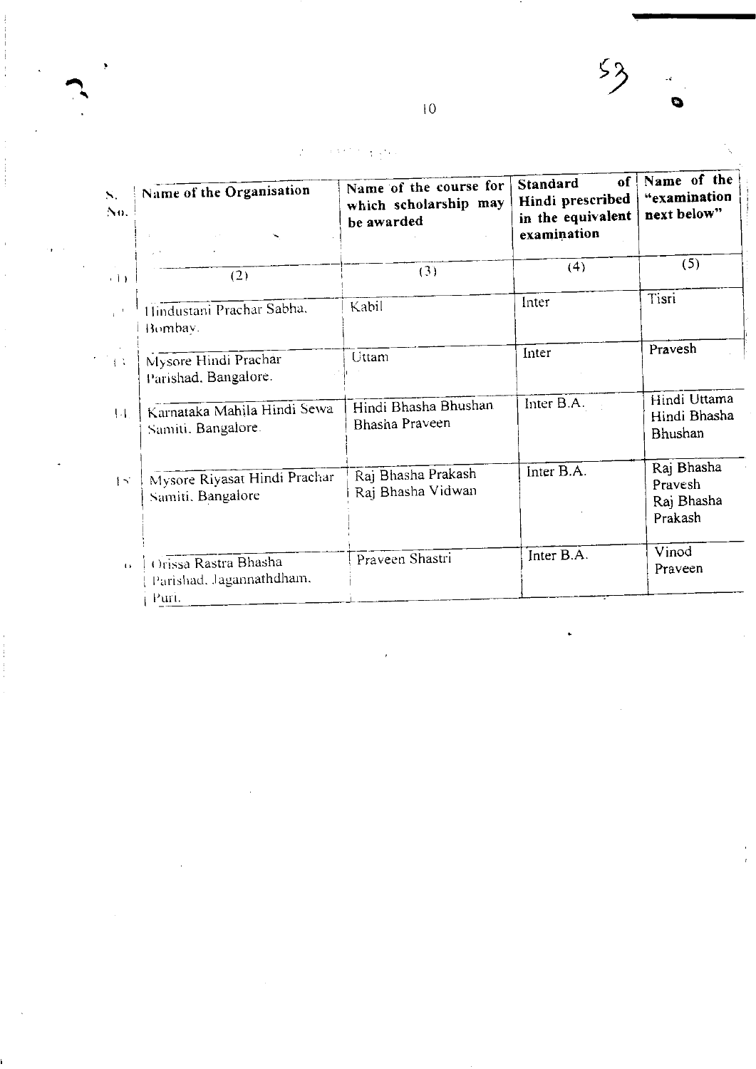| S. No. | Name of the Organisation | Name of the course for which scholarship may be awarded | Standard of Hindi prescribed in the equivalent examination | Name of the "examination next below" |
|---|---|---|---|---|
| (1) | (2) | (3) | (4) | (5) |
| 12 | Hindustani Prachar Sabha, Bombay. | Kabil | Inter | Tisri |
| 13 | Mysore Hindi Prachar Parishad, Bangalore. | Uttam | Inter | Pravesh |
| 14 | Karnataka Mahila Hindi Sewa Samiti, Bangalore. | Hindi Bhasha Bhushan<br>Bhasha Praveen | Inter B.A. | Hindi Uttama<br>Hindi Bhasha Bhushan |
| 15 | Mysore Riyasat Hindi Prachar Samiti, Bangalore | Raj Bhasha Prakash<br>Raj Bhasha Vidwan | Inter B.A. | Raj Bhasha Pravesh<br>Raj Bhasha Prakash |
| 16 | Orissa Rastra Bhasha Parishad, Jagannathdham, Puri. | Praveen Shastri | Inter B.A. | Vinod<br>Praveen |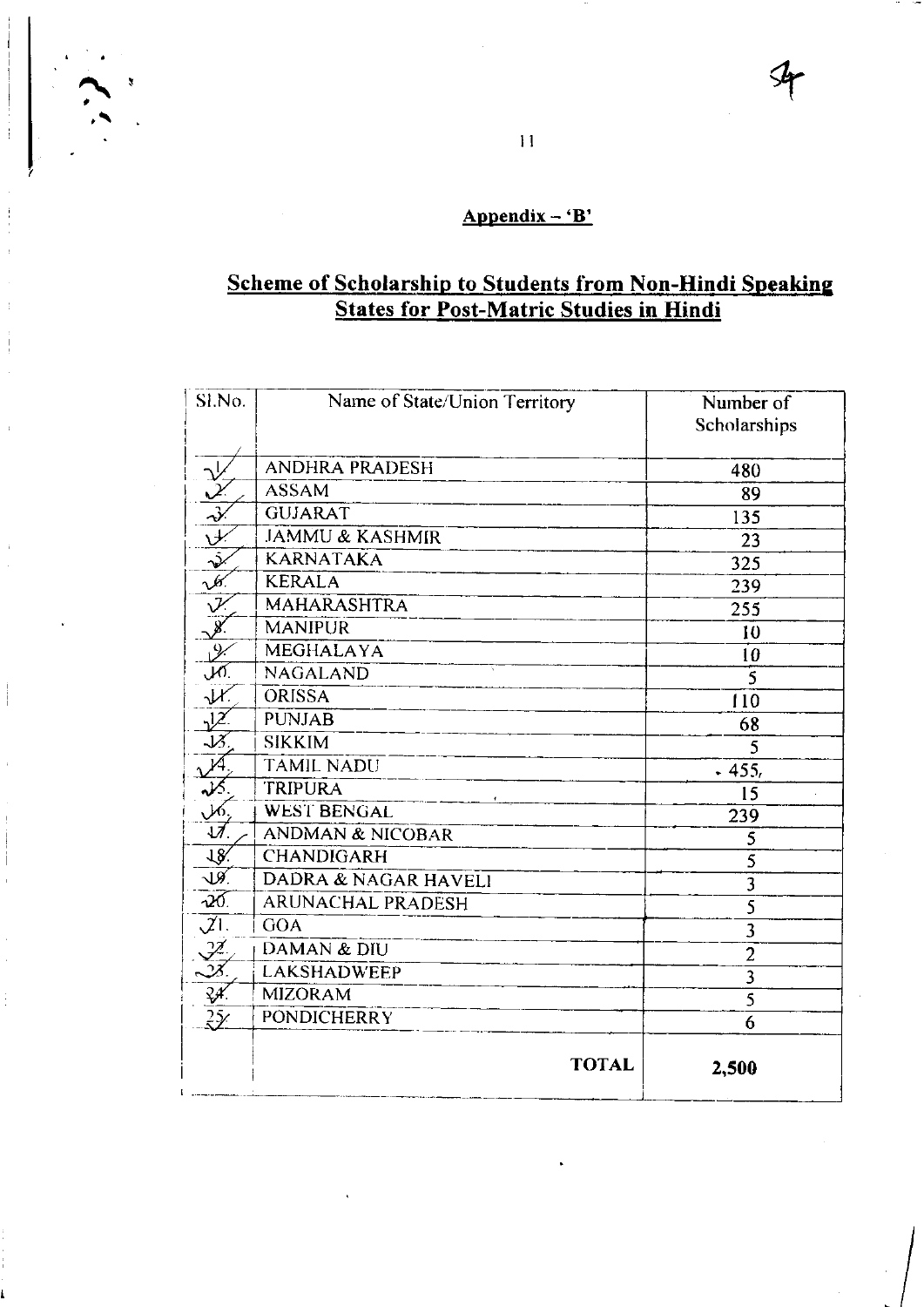## Appendix – 'B'

## Scheme of Scholarship to Students from Non-Hindi Speaking States for Post-Matric Studies in Hindi

| Sl.No. | Name of State/Union Territory | Number of Scholarships |
|---|---|---|
| 1. | ANDHRA PRADESH | 480 |
| 2. | ASSAM | 89 |
| 3. | GUJARAT | 135 |
| 4. | JAMMU & KASHMIR | 23 |
| 5. | KARNATAKA | 325 |
| 6. | KERALA | 239 |
| 7. | MAHARASHTRA | 255 |
| 8. | MANIPUR | 10 |
| 9. | MEGHALAYA | 10 |
| 10. | NAGALAND | 5 |
| 11. | ORISSA | 110 |
| 12. | PUNJAB | 68 |
| 13. | SIKKIM | 5 |
| 14. | TAMIL NADU | 455 |
| 15. | TRIPURA | 15 |
| 16. | WEST BENGAL | 239 |
| 17. | ANDMAN & NICOBAR | 5 |
| 18. | CHANDIGARH | 5 |
| 19. | DADRA & NAGAR HAVELI | 3 |
| 20. | ARUNACHAL PRADESH | 5 |
| 21. | GOA | 3 |
| 22. | DAMAN & DIU | 2 |
| 23. | LAKSHADWEEP | 3 |
| 24. | MIZORAM | 5 |
| 25. | PONDICHERRY | 6 |
| | **TOTAL** | **2,500** |